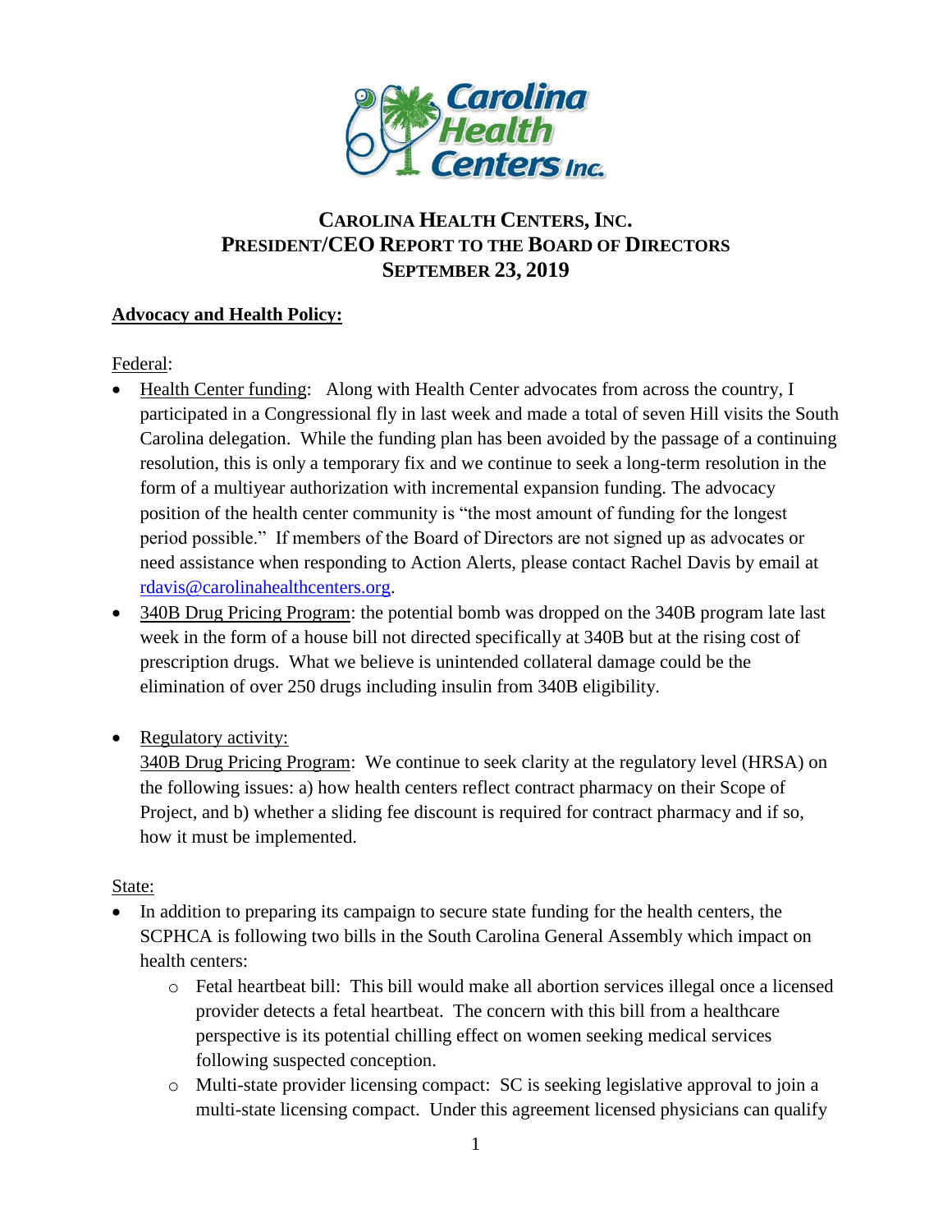# CAROLINA HEALTH CENTERS, INC.
# PRESIDENT/CEO REPORT TO THE BOARD OF DIRECTORS
# SEPTEMBER 23, 2019

## Advocacy and Health Policy:

### Federal:

- Health Center funding: Along with Health Center advocates from across the country, I participated in a Congressional fly in last week and made a total of seven Hill visits the South Carolina delegation. While the funding plan has been avoided by the passage of a continuing resolution, this is only a temporary fix and we continue to seek a long-term resolution in the form of a multiyear authorization with incremental expansion funding. The advocacy position of the health center community is "the most amount of funding for the longest period possible." If members of the Board of Directors are not signed up as advocates or need assistance when responding to Action Alerts, please contact Rachel Davis by email at rdavis@carolinahealthcenters.org.
- 340B Drug Pricing Program: the potential bomb was dropped on the 340B program late last week in the form of a house bill not directed specifically at 340B but at the rising cost of prescription drugs. What we believe is unintended collateral damage could be the elimination of over 250 drugs including insulin from 340B eligibility.
- Regulatory activity:
  340B Drug Pricing Program: We continue to seek clarity at the regulatory level (HRSA) on the following issues: a) how health centers reflect contract pharmacy on their Scope of Project, and b) whether a sliding fee discount is required for contract pharmacy and if so, how it must be implemented.

### State:

- In addition to preparing its campaign to secure state funding for the health centers, the SCPHCA is following two bills in the South Carolina General Assembly which impact on health centers:
  - Fetal heartbeat bill: This bill would make all abortion services illegal once a licensed provider detects a fetal heartbeat. The concern with this bill from a healthcare perspective is its potential chilling effect on women seeking medical services following suspected conception.
  - Multi-state provider licensing compact: SC is seeking legislative approval to join a multi-state licensing compact. Under this agreement licensed physicians can qualify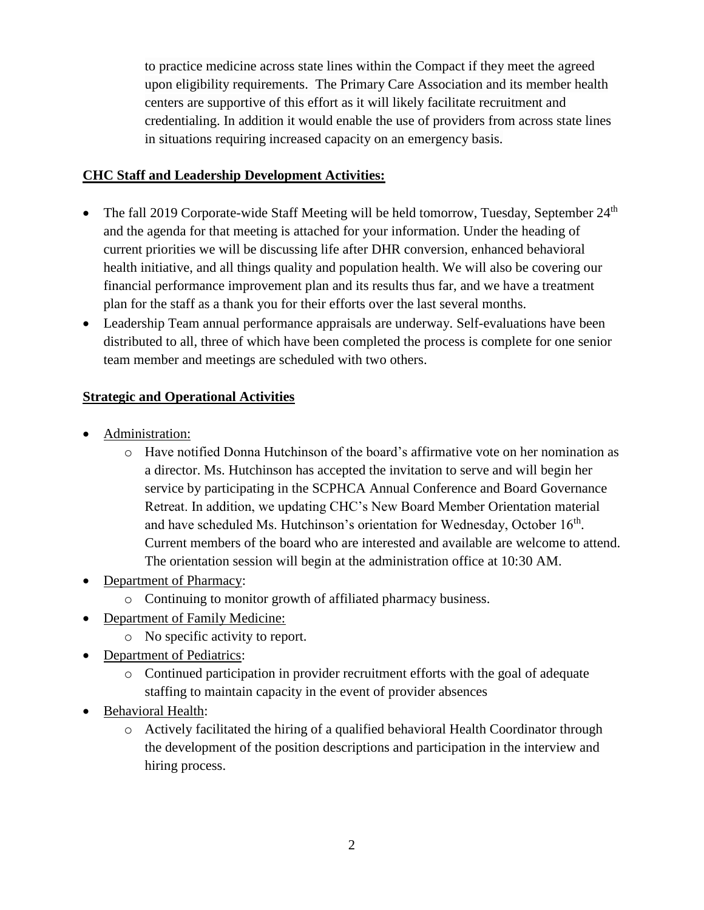to practice medicine across state lines within the Compact if they meet the agreed upon eligibility requirements. The Primary Care Association and its member health centers are supportive of this effort as it will likely facilitate recruitment and credentialing. In addition it would enable the use of providers from across state lines in situations requiring increased capacity on an emergency basis.

**CHC Staff and Leadership Development Activities:**

- The fall 2019 Corporate-wide Staff Meeting will be held tomorrow, Tuesday, September 24th and the agenda for that meeting is attached for your information. Under the heading of current priorities we will be discussing life after DHR conversion, enhanced behavioral health initiative, and all things quality and population health. We will also be covering our financial performance improvement plan and its results thus far, and we have a treatment plan for the staff as a thank you for their efforts over the last several months.
- Leadership Team annual performance appraisals are underway. Self-evaluations have been distributed to all, three of which have been completed the process is complete for one senior team member and meetings are scheduled with two others.

**Strategic and Operational Activities**

- Administration:
  - Have notified Donna Hutchinson of the board's affirmative vote on her nomination as a director. Ms. Hutchinson has accepted the invitation to serve and will begin her service by participating in the SCPHCA Annual Conference and Board Governance Retreat. In addition, we updating CHC's New Board Member Orientation material and have scheduled Ms. Hutchinson's orientation for Wednesday, October 16th. Current members of the board who are interested and available are welcome to attend. The orientation session will begin at the administration office at 10:30 AM.
- Department of Pharmacy:
  - Continuing to monitor growth of affiliated pharmacy business.
- Department of Family Medicine:
  - No specific activity to report.
- Department of Pediatrics:
  - Continued participation in provider recruitment efforts with the goal of adequate staffing to maintain capacity in the event of provider absences
- Behavioral Health:
  - Actively facilitated the hiring of a qualified behavioral Health Coordinator through the development of the position descriptions and participation in the interview and hiring process.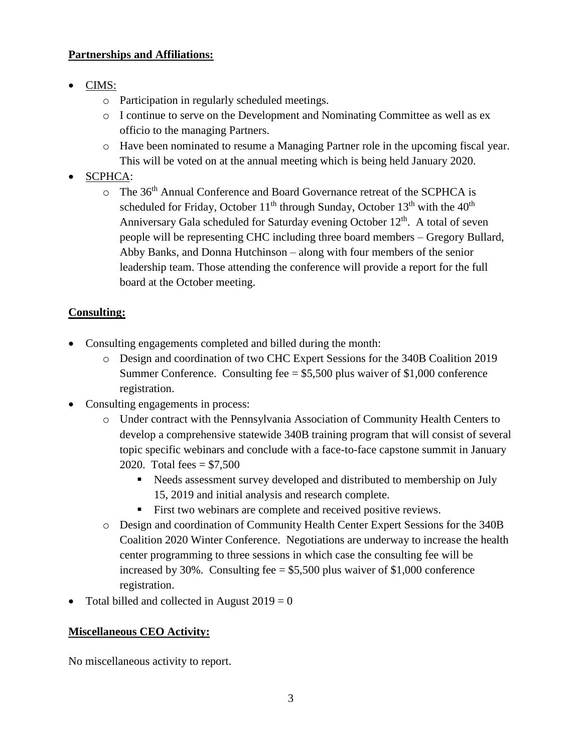**Partnerships and Affiliations:**

- CIMS:
  - Participation in regularly scheduled meetings.
  - I continue to serve on the Development and Nominating Committee as well as ex officio to the managing Partners.
  - Have been nominated to resume a Managing Partner role in the upcoming fiscal year. This will be voted on at the annual meeting which is being held January 2020.
- SCPHCA:
  - The 36th Annual Conference and Board Governance retreat of the SCPHCA is scheduled for Friday, October 11th through Sunday, October 13th with the 40th Anniversary Gala scheduled for Saturday evening October 12th. A total of seven people will be representing CHC including three board members – Gregory Bullard, Abby Banks, and Donna Hutchinson – along with four members of the senior leadership team. Those attending the conference will provide a report for the full board at the October meeting.

**Consulting:**

- Consulting engagements completed and billed during the month:
  - Design and coordination of two CHC Expert Sessions for the 340B Coalition 2019 Summer Conference. Consulting fee = $5,500 plus waiver of $1,000 conference registration.
- Consulting engagements in process:
  - Under contract with the Pennsylvania Association of Community Health Centers to develop a comprehensive statewide 340B training program that will consist of several topic specific webinars and conclude with a face-to-face capstone summit in January 2020. Total fees = $7,500
    - Needs assessment survey developed and distributed to membership on July 15, 2019 and initial analysis and research complete.
    - First two webinars are complete and received positive reviews.
  - Design and coordination of Community Health Center Expert Sessions for the 340B Coalition 2020 Winter Conference. Negotiations are underway to increase the health center programming to three sessions in which case the consulting fee will be increased by 30%. Consulting fee = $5,500 plus waiver of $1,000 conference registration.
- Total billed and collected in August 2019 = 0

**Miscellaneous CEO Activity:**

No miscellaneous activity to report.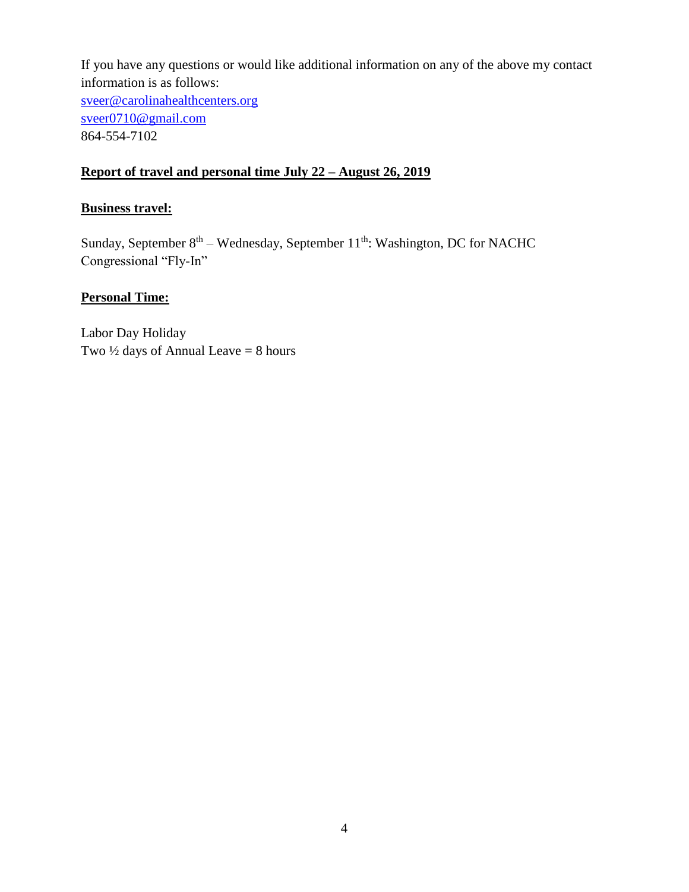If you have any questions or would like additional information on any of the above my contact information is as follows:
sveer@carolinahealthcenters.org
sveer0710@gmail.com
864-554-7102

**Report of travel and personal time July 22 – August 26, 2019**

**Business travel:**

Sunday, September 8th – Wednesday, September 11th: Washington, DC for NACHC Congressional "Fly-In"

**Personal Time:**

Labor Day Holiday
Two ½ days of Annual Leave = 8 hours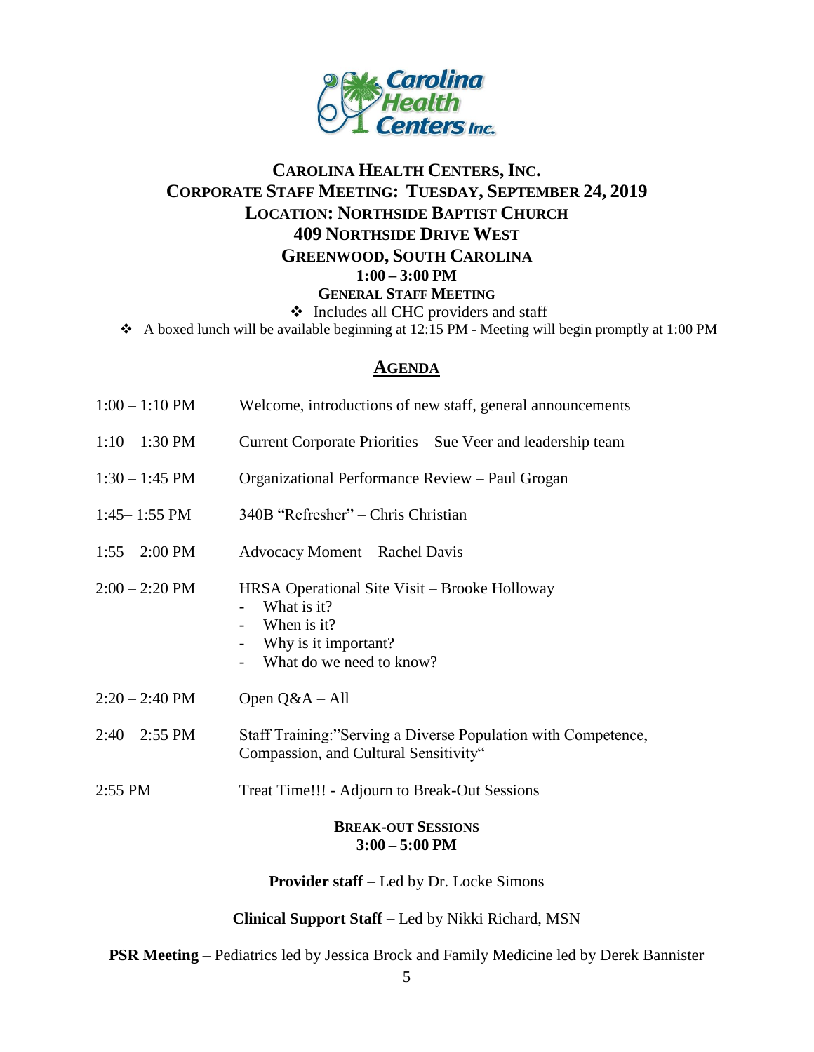# CAROLINA HEALTH CENTERS, INC.

## CORPORATE STAFF MEETING: TUESDAY, SEPTEMBER 24, 2019

## LOCATION: NORTHSIDE BAPTIST CHURCH

## 409 NORTHSIDE DRIVE WEST

## GREENWOOD, SOUTH CAROLINA

## 1:00 – 3:00 PM

### GENERAL STAFF MEETING

- Includes all CHC providers and staff
- A boxed lunch will be available beginning at 12:15 PM - Meeting will begin promptly at 1:00 PM

## AGENDA

| | |
|---|---|
| 1:00 – 1:10 PM | Welcome, introductions of new staff, general announcements |
| 1:10 – 1:30 PM | Current Corporate Priorities – Sue Veer and leadership team |
| 1:30 – 1:45 PM | Organizational Performance Review – Paul Grogan |
| 1:45– 1:55 PM | 340B "Refresher" – Chris Christian |
| 1:55 – 2:00 PM | Advocacy Moment – Rachel Davis |
| 2:00 – 2:20 PM | HRSA Operational Site Visit – Brooke Holloway<br>- What is it?<br>- When is it?<br>- Why is it important?<br>- What do we need to know? |
| 2:20 – 2:40 PM | Open Q&A – All |
| 2:40 – 2:55 PM | Staff Training:"Serving a Diverse Population with Competence, Compassion, and Cultural Sensitivity" |
| 2:55 PM | Treat Time!!! - Adjourn to Break-Out Sessions |

### BREAK-OUT SESSIONS

### 3:00 – 5:00 PM

**Provider staff** – Led by Dr. Locke Simons

**Clinical Support Staff** – Led by Nikki Richard, MSN

**PSR Meeting** – Pediatrics led by Jessica Brock and Family Medicine led by Derek Bannister